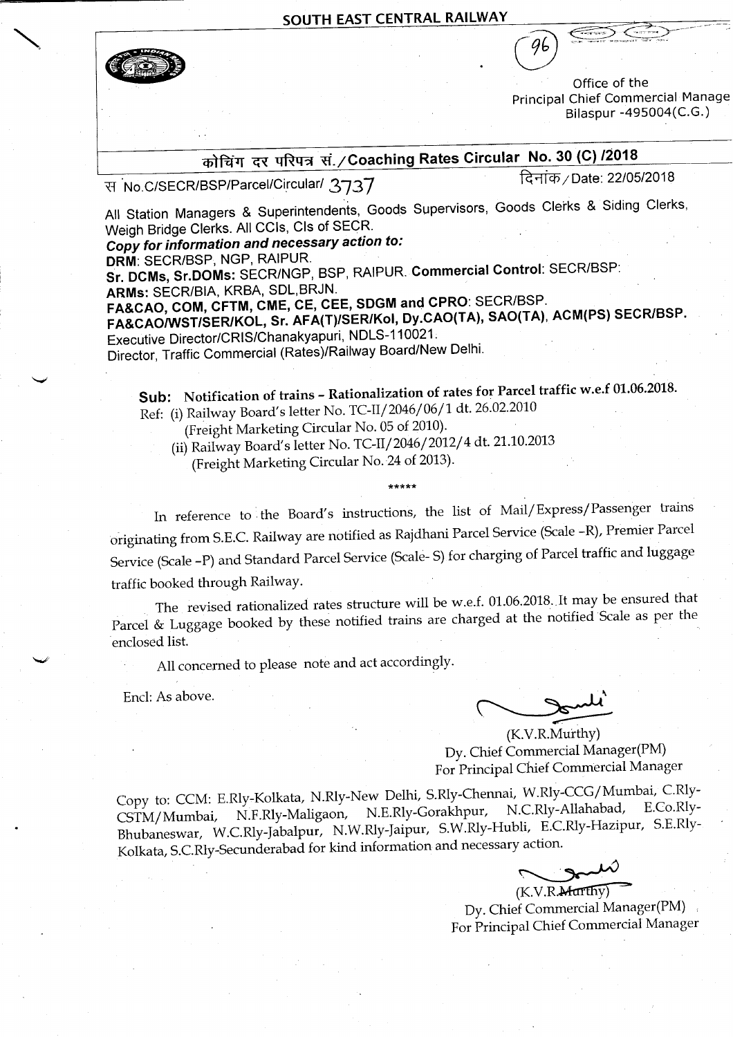## SOUTH EAST CENTRAL RAILWAY

Office of the
Principal Chief Commercial Manage
Bilaspur -495004(C.G.)

### कोचिंग दर परिपत्र सं./Coaching Rates Circular No. 30 (C) /2018

स No.C/SECR/BSP/Parcel/Circular/ 3737 दिनांक/Date: 22/05/2018

All Station Managers & Superintendents, Goods Supervisors, Goods Clerks & Siding Clerks, Weigh Bridge Clerks. All CCIs, CIs of SECR.

***Copy for information and necessary action to:***

**DRM**: SECR/BSP, NGP, RAIPUR.

**Sr. DCMs, Sr.DOMs:** SECR/NGP, BSP, RAIPUR. **Commercial Control**: SECR/BSP:

**ARMs:** SECR/BIA, KRBA, SDL,BRJN.

**FA&CAO, COM, CFTM, CME, CE, CEE, SDGM and CPRO**: SECR/BSP.

**FA&CAO/WST/SER/KOL, Sr. AFA(T)/SER/Kol, Dy.CAO(TA), SAO(TA), ACM(PS) SECR/BSP.**

Executive Director/CRIS/Chanakyapuri, NDLS-110021.

Director, Traffic Commercial (Rates)/Railway Board/New Delhi.

**Sub: Notification of trains – Rationalization of rates for Parcel traffic w.e.f 01.06.2018.**

Ref: (i) Railway Board's letter No. TC-II/2046/06/1 dt. 26.02.2010
(Freight Marketing Circular No. 05 of 2010).
(ii) Railway Board's letter No. TC-II/2046/2012/4 dt. 21.10.2013
(Freight Marketing Circular No. 24 of 2013).

\*\*\*\*\*

In reference to the Board's instructions, the list of Mail/Express/Passenger trains originating from S.E.C. Railway are notified as Rajdhani Parcel Service (Scale –R), Premier Parcel Service (Scale –P) and Standard Parcel Service (Scale- S) for charging of Parcel traffic and luggage traffic booked through Railway.

The revised rationalized rates structure will be w.e.f. 01.06.2018. It may be ensured that Parcel & Luggage booked by these notified trains are charged at the notified Scale as per the enclosed list.

All concerned to please note and act accordingly.

Encl: As above.

(K.V.R.Murthy)
Dy. Chief Commercial Manager(PM)
For Principal Chief Commercial Manager

Copy to: CCM: E.Rly-Kolkata, N.Rly-New Delhi, S.Rly-Chennai, W.Rly-CCG/Mumbai, C.Rly-CSTM/Mumbai, N.F.Rly-Maligaon, N.E.Rly-Gorakhpur, N.C.Rly-Allahabad, E.Co.Rly-Bhubaneswar, W.C.Rly-Jabalpur, N.W.Rly-Jaipur, S.W.Rly-Hubli, E.C.Rly-Hazipur, S.E.Rly-Kolkata, S.C.Rly-Secunderabad for kind information and necessary action.

(K.V.R.Murthy)
Dy. Chief Commercial Manager(PM)
For Principal Chief Commercial Manager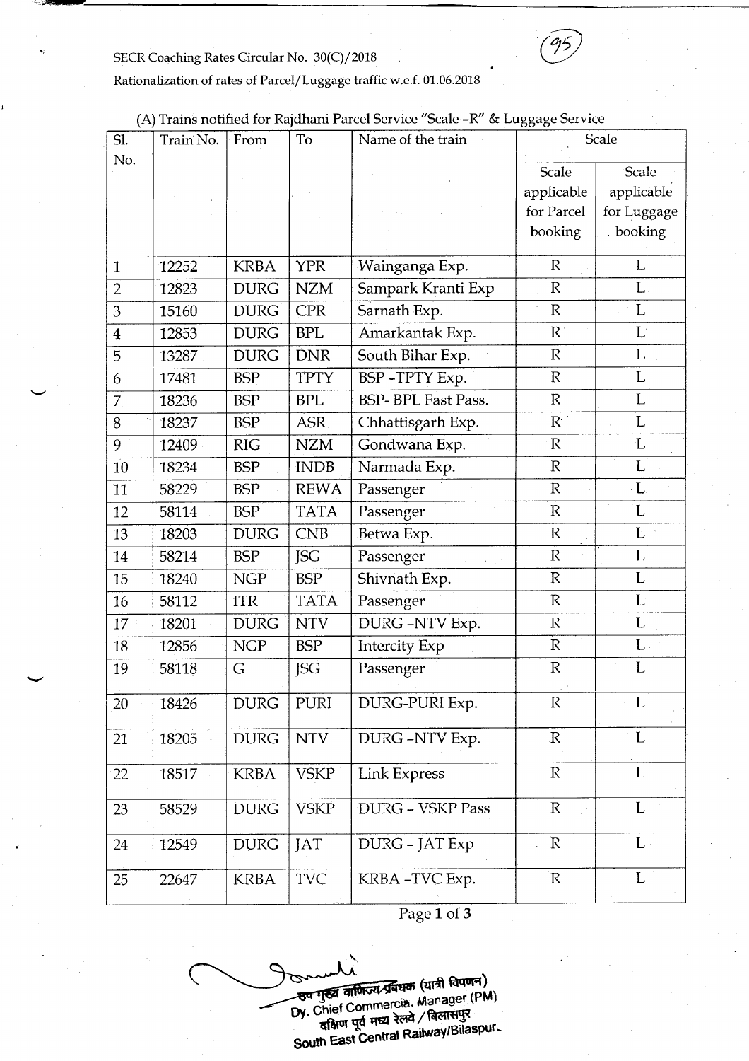SECR Coaching Rates Circular No. 30(C)/2018

Rationalization of rates of Parcel/Luggage traffic w.e.f. 01.06.2018

(A) Trains notified for Rajdhani Parcel Service "Scale -R" & Luggage Service

| Sl. No. | Train No. | From | To | Name of the train | Scale | |
|---|---|---|---|---|---|---|
| | | | | | Scale applicable for Parcel booking | Scale applicable for Luggage booking |
| 1 | 12252 | KRBA | YPR | Wainganga Exp. | R | L |
| 2 | 12823 | DURG | NZM | Sampark Kranti Exp | R | L |
| 3 | 15160 | DURG | CPR | Sarnath Exp. | R | L |
| 4 | 12853 | DURG | BPL | Amarkantak Exp. | R | L |
| 5 | 13287 | DURG | DNR | South Bihar Exp. | R | L |
| 6 | 17481 | BSP | TPTY | BSP -TPTY Exp. | R | L |
| 7 | 18236 | BSP | BPL | BSP- BPL Fast Pass. | R | L |
| 8 | 18237 | BSP | ASR | Chhattisgarh Exp. | R | L |
| 9 | 12409 | RIG | NZM | Gondwana Exp. | R | L |
| 10 | 18234 | BSP | INDB | Narmada Exp. | R | L |
| 11 | 58229 | BSP | REWA | Passenger | R | L |
| 12 | 58114 | BSP | TATA | Passenger | R | L |
| 13 | 18203 | DURG | CNB | Betwa Exp. | R | L |
| 14 | 58214 | BSP | JSG | Passenger | R | L |
| 15 | 18240 | NGP | BSP | Shivnath Exp. | R | L |
| 16 | 58112 | ITR | TATA | Passenger | R | L |
| 17 | 18201 | DURG | NTV | DURG -NTV Exp. | R | L |
| 18 | 12856 | NGP | BSP | Intercity Exp | R | L |
| 19 | 58118 | G | JSG | Passenger | R | L |
| 20 | 18426 | DURG | PURI | DURG-PURI Exp. | R | L |
| 21 | 18205 | DURG | NTV | DURG -NTV Exp. | R | L |
| 22 | 18517 | KRBA | VSKP | Link Express | R | L |
| 23 | 58529 | DURG | VSKP | DURG - VSKP Pass | R | L |
| 24 | 12549 | DURG | JAT | DURG - JAT Exp | R | L |
| 25 | 22647 | KRBA | TVC | KRBA -TVC Exp. | R | L |

उप मुख्य वाणिज्य प्रबंधक (यात्री विपणन)
Dy. Chief Commercial Manager (PM)
दक्षिण पूर्व मध्य रेलवे / बिलासपुर
South East Central Railway/Bilaspur.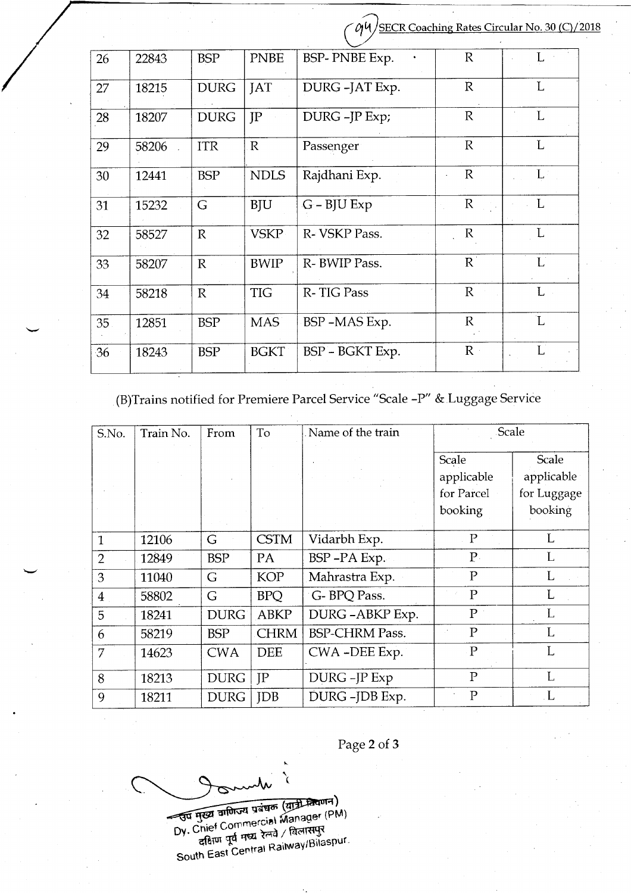| 26 | 22843 | BSP | PNBE | BSP- PNBE Exp. | R | L |
|---|---|---|---|---|---|---|
| 27 | 18215 | DURG | JAT | DURG -JAT Exp. | R | L |
| 28 | 18207 | DURG | JP | DURG -JP Exp; | R | L |
| 29 | 58206 | ITR | R | Passenger | R | L |
| 30 | 12441 | BSP | NDLS | Rajdhani Exp. | R | L |
| 31 | 15232 | G | BJU | G – BJU Exp | R | L |
| 32 | 58527 | R | VSKP | R- VSKP Pass. | R | L |
| 33 | 58207 | R | BWIP | R- BWIP Pass. | R | L |
| 34 | 58218 | R | TIG | R- TIG Pass | R | L |
| 35 | 12851 | BSP | MAS | BSP -MAS Exp. | R | L |
| 36 | 18243 | BSP | BGKT | BSP – BGKT Exp. | R | L |

(B)Trains notified for Premiere Parcel Service "Scale -P" & Luggage Service

| S.No. | Train No. | From | To | Name of the train | Scale | |
|---|---|---|---|---|---|---|
| | | | | | Scale applicable for Parcel booking | Scale applicable for Luggage booking |
| 1 | 12106 | G | CSTM | Vidarbh Exp. | P | L |
| 2 | 12849 | BSP | PA | BSP -PA Exp. | P | L |
| 3 | 11040 | G | KOP | Mahrastra Exp. | P | L |
| 4 | 58802 | G | BPQ | G- BPQ Pass. | P | L |
| 5 | 18241 | DURG | ABKP | DURG -ABKP Exp. | P | L |
| 6 | 58219 | BSP | CHRM | BSP-CHRM Pass. | P | L |
| 7 | 14623 | CWA | DEE | CWA -DEE Exp. | P | L |
| 8 | 18213 | DURG | JP | DURG -JP Exp | P | L |
| 9 | 18211 | DURG | JDB | DURG -JDB Exp. | P | L |

उप मुख्य वाणिज्य प्रबंधक (यात्री विपणन)
Dy. Chief Commercial Manager (PM)
दक्षिण पूर्व मध्य रेलवे / बिलासपुर
South East Central Railway/Bilaspur.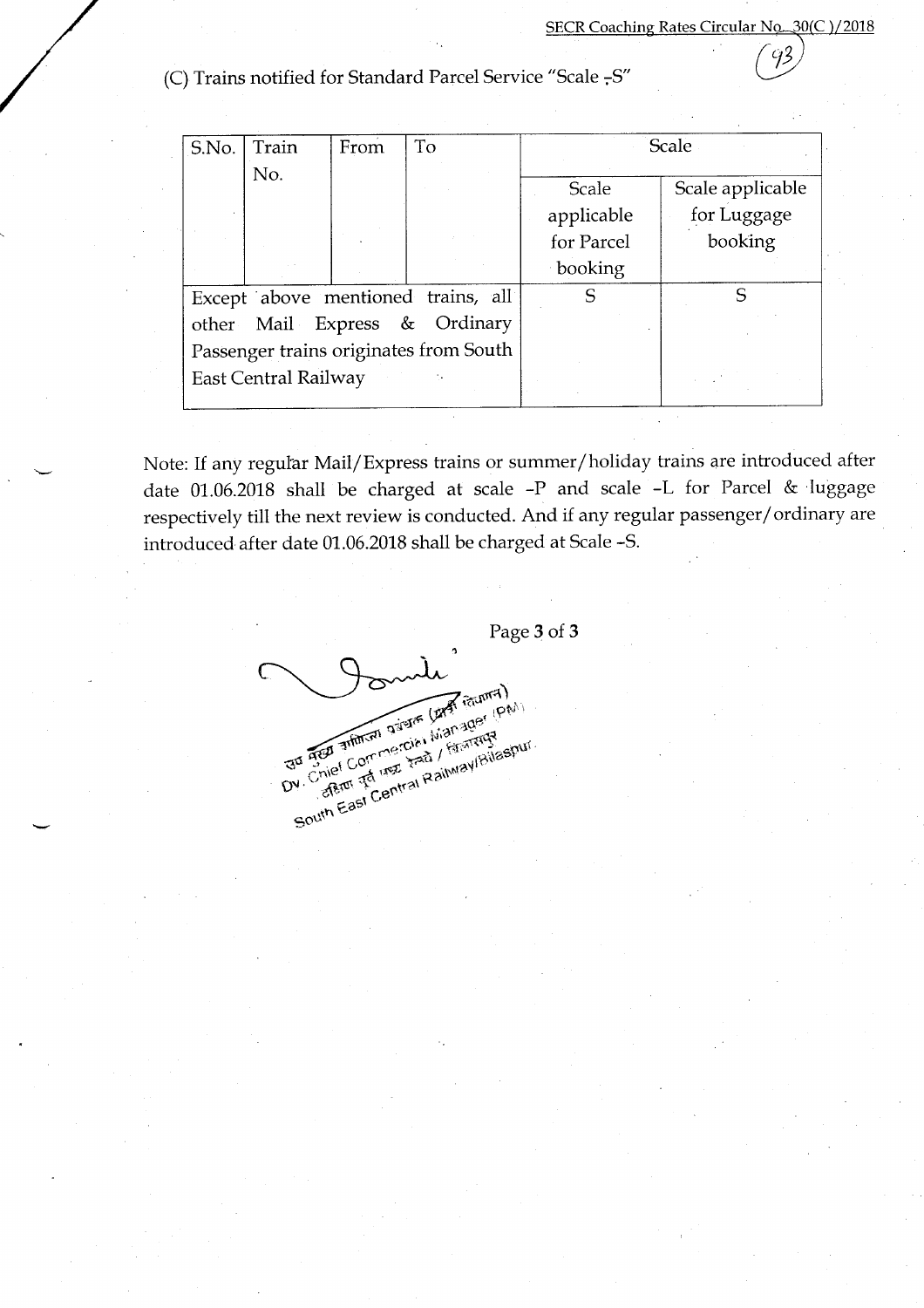(C) Trains notified for Standard Parcel Service "Scale -S"

| S.No. | Train No. | From | To | Scale | |
|---|---|---|---|---|---|
| | | | | Scale applicable for Parcel booking | Scale applicable for Luggage booking |
| Except above mentioned trains, all other Mail Express & Ordinary Passenger trains originates from South East Central Railway | | | | S | S |

Note: If any regular Mail/Express trains or summer/holiday trains are introduced after date 01.06.2018 shall be charged at scale -P and scale -L for Parcel & luggage respectively till the next review is conducted. And if any regular passenger/ordinary are introduced after date 01.06.2018 shall be charged at Scale -S.

उप मुख्य वाणिज्य प्रबंधक (माल विभाग)
Dy. Chief Commercial Manager (PM)
दक्षिण पूर्व मध्य रेलवे / बिलासपुर
South East Central Railway/Bilaspur